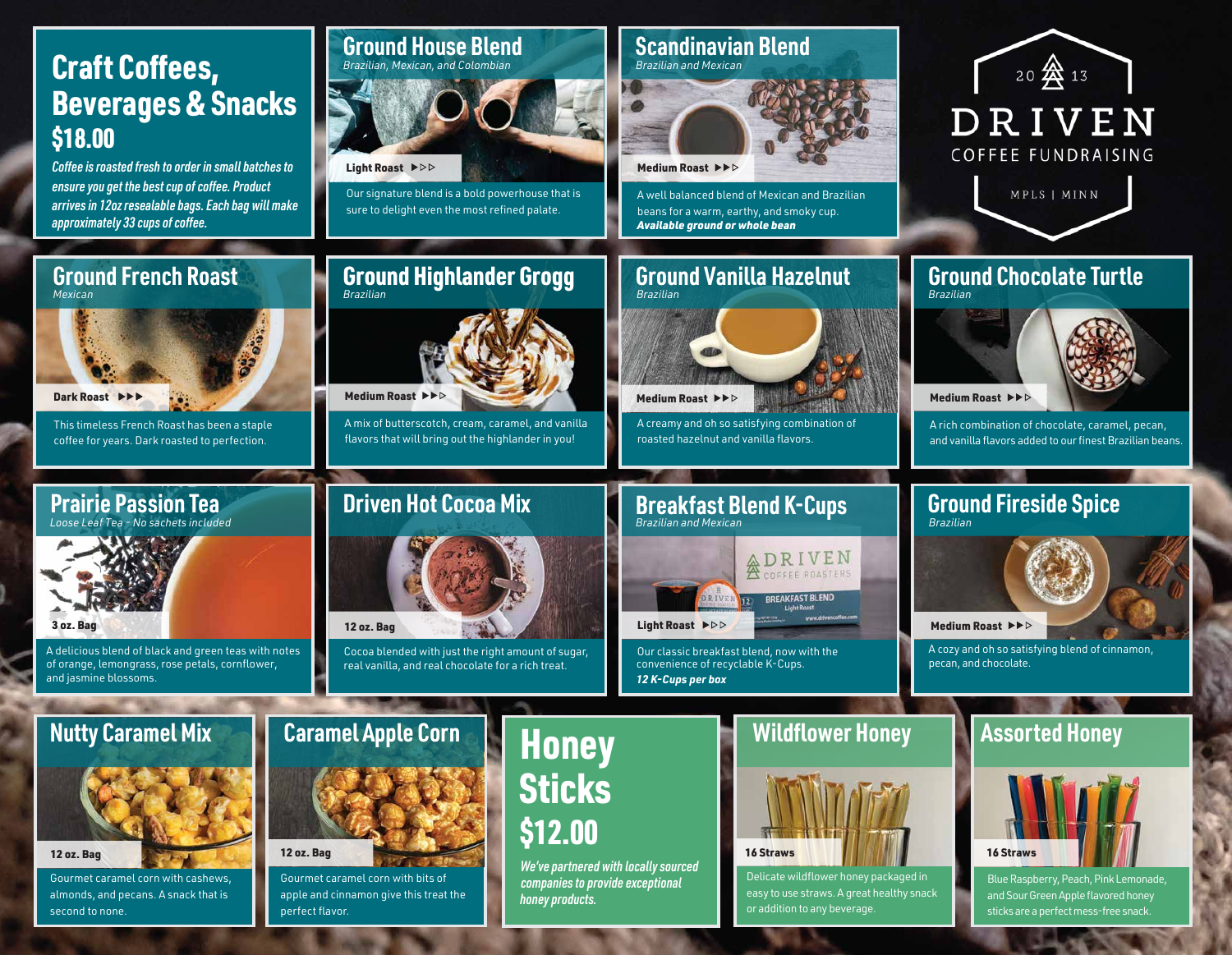# Craft Coffees, Beverages & Snacks $18.00

*Coffee is roasted fresh to order in small batches to ensure you get the best cup of coffee. Product arrives in 12oz resealable bags. Each bag will make approximately 33 cups of coffee.*

## Ground House Blend

*Brazilian, Mexican, and Colombian*

**Light Roast** ▶▷▷

Our signature blend is a bold powerhouse that is sure to delight even the most refined palate.

## Scandinavian Blend

*Brazilian and Mexican*

**Medium Roast** ▶▶▷

A well balanced blend of Mexican and Brazilian beans for a warm, earthy, and smoky cup.
***Available ground or whole bean***

2013 DRIVEN COFFEE FUNDRAISING MPLS | MINN

## Ground French Roast

*Mexican*

**Dark Roast** ▶▶▶

This timeless French Roast has been a staple coffee for years. Dark roasted to perfection.

## Ground Highlander Grogg

*Brazilian*

**Medium Roast** ▶▶▷

A mix of butterscotch, cream, caramel, and vanilla flavors that will bring out the highlander in you!

## Ground Vanilla Hazelnut

*Brazilian*

**Medium Roast** ▶▶▷

A creamy and oh so satisfying combination of roasted hazelnut and vanilla flavors.

## Ground Chocolate Turtle

*Brazilian*

**Medium Roast** ▶▶▷

A rich combination of chocolate, caramel, pecan, and vanilla flavors added to our finest Brazilian beans.

## Prairie Passion Tea

*Loose Leaf Tea - No sachets included*

**3 oz. Bag**

A delicious blend of black and green teas with notes of orange, lemongrass, rose petals, cornflower, and jasmine blossoms.

## Driven Hot Cocoa Mix

**12 oz. Bag**

Cocoa blended with just the right amount of sugar, real vanilla, and real chocolate for a rich treat.

## Breakfast Blend K-Cups

*Brazilian and Mexican*

**Light Roast** ▶▷▷

Our classic breakfast blend, now with the convenience of recyclable K-Cups.
***12 K-Cups per box***

## Ground Fireside Spice

*Brazilian*

**Medium Roast** ▶▶▷

A cozy and oh so satisfying blend of cinnamon, pecan, and chocolate.

## Nutty Caramel Mix

**12 oz. Bag**

Gourmet caramel corn with cashews, almonds, and pecans. A snack that is second to none.

## Caramel Apple Corn

**12 oz. Bag**

Gourmet caramel corn with bits of apple and cinnamon give this treat the perfect flavor.

# Honey Sticks $12.00

*We've partnered with locally sourced companies to provide exceptional honey products.*

## Wildflower Honey

**16 Straws**

Delicate wildflower honey packaged in easy to use straws. A great healthy snack or addition to any beverage.

## Assorted Honey

**16 Straws**

Blue Raspberry, Peach, Pink Lemonade, and Sour Green Apple flavored honey sticks are a perfect mess-free snack.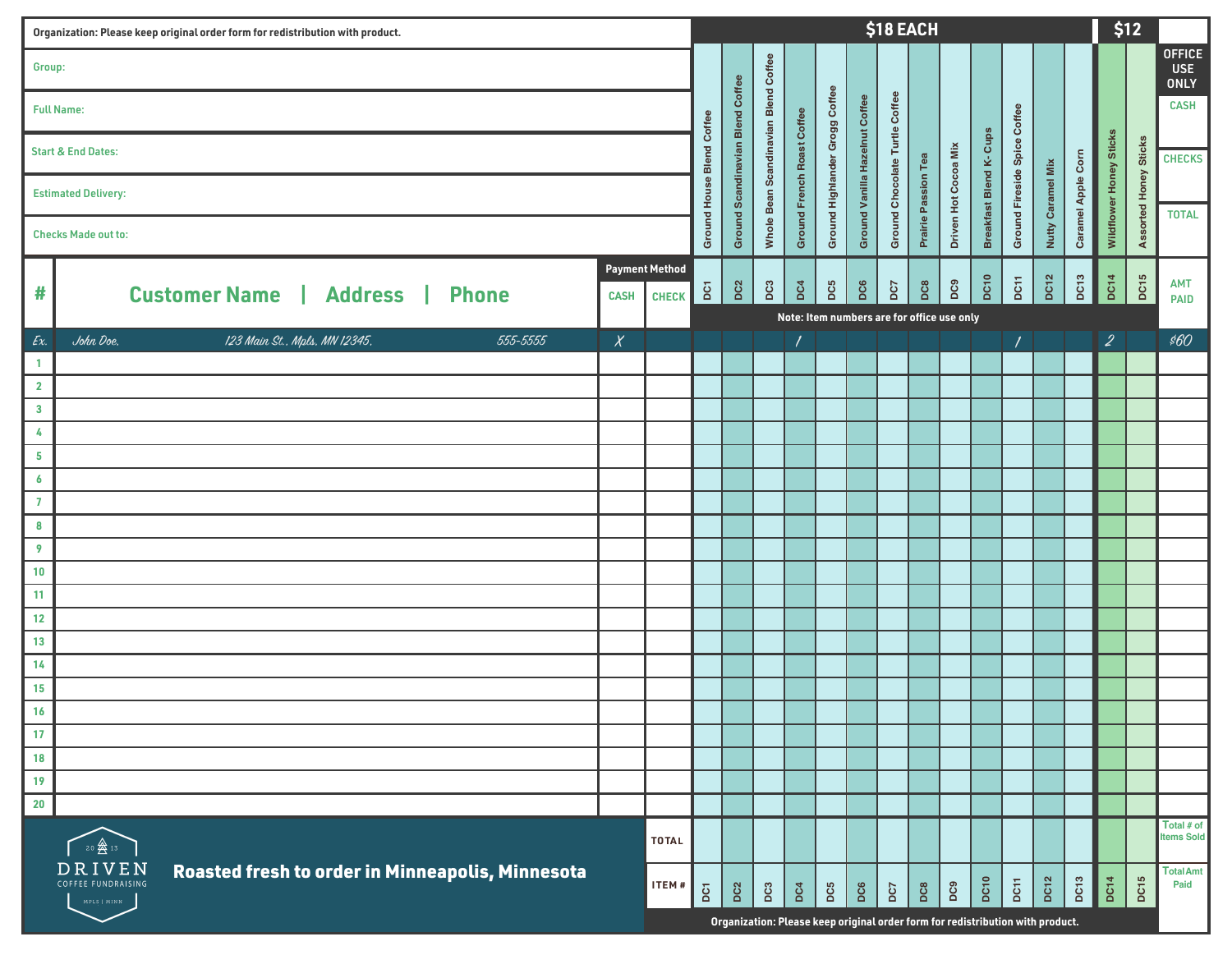Organization: Please keep original order form for redistribution with product.

Group:

Full Name:

Start & End Dates:

Estimated Delivery:

Checks Made out to:

| | | Payment Method | | $18 EACH | | | | | | | | | | | | | $12 | | OFFICE USE ONLY |
|---|---|---|---|---|---|---|---|---|---|---|---|---|---|---|---|---|---|---|---|
| # | Customer Name \| Address \| Phone | CASH | CHECK | Ground House Blend Coffee | Ground Scandinavian Blend Coffee | Whole Bean Scandinavian Blend Coffee | Ground French Roast Coffee | Ground Highlander Grogg Coffee | Ground Vanilla Hazelnut Coffee | Ground Chocolate Turtle Coffee | Prairie Passion Tea | Driven Hot Cocoa Mix | Breakfast Blend K-Cups | Ground Fireside Spice Coffee | Nutty Caramel Mix | Caramel Apple Corn | Wildflower Honey Sticks | Assorted Honey Sticks | CASH / CHECKS / TOTAL |
| | | | | DC1 | DC2 | DC3 | DC4 | DC5 | DC6 | DC7 | DC8 | DC9 | DC10 | DC11 | DC12 | DC13 | DC14 | DC15 | AMT PAID |
| Ex. | John Doe, 123 Main St., Mpls, MN 12345, 555-5555 | X | | | | | 1 | | | | | | | 1 | | | 2 | | $60 |
| 1 | | | | | | | | | | | | | | | | | | | |
| 2 | | | | | | | | | | | | | | | | | | | |
| 3 | | | | | | | | | | | | | | | | | | | |
| 4 | | | | | | | | | | | | | | | | | | | |
| 5 | | | | | | | | | | | | | | | | | | | |
| 6 | | | | | | | | | | | | | | | | | | | |
| 7 | | | | | | | | | | | | | | | | | | | |
| 8 | | | | | | | | | | | | | | | | | | | |
| 9 | | | | | | | | | | | | | | | | | | | |
| 10 | | | | | | | | | | | | | | | | | | | |
| 11 | | | | | | | | | | | | | | | | | | | |
| 12 | | | | | | | | | | | | | | | | | | | |
| 13 | | | | | | | | | | | | | | | | | | | |
| 14 | | | | | | | | | | | | | | | | | | | |
| 15 | | | | | | | | | | | | | | | | | | | |
| 16 | | | | | | | | | | | | | | | | | | | |
| 17 | | | | | | | | | | | | | | | | | | | |
| 18 | | | | | | | | | | | | | | | | | | | |
| 19 | | | | | | | | | | | | | | | | | | | |
| 20 | | | | | | | | | | | | | | | | | | | |
| | | | TOTAL | | | | | | | | | | | | | | | | Total # of Items Sold |
| | | | ITEM # | DC1 | DC2 | DC3 | DC4 | DC5 | DC6 | DC7 | DC8 | DC9 | DC10 | DC11 | DC12 | DC13 | DC14 | DC15 | Total Amt Paid |

Note: Item numbers are for office use only

20 13 DRIVEN COFFEE FUNDRAISING MPLS | MINN

**Roasted fresh to order in Minneapolis, Minnesota**

Organization: Please keep original order form for redistribution with product.